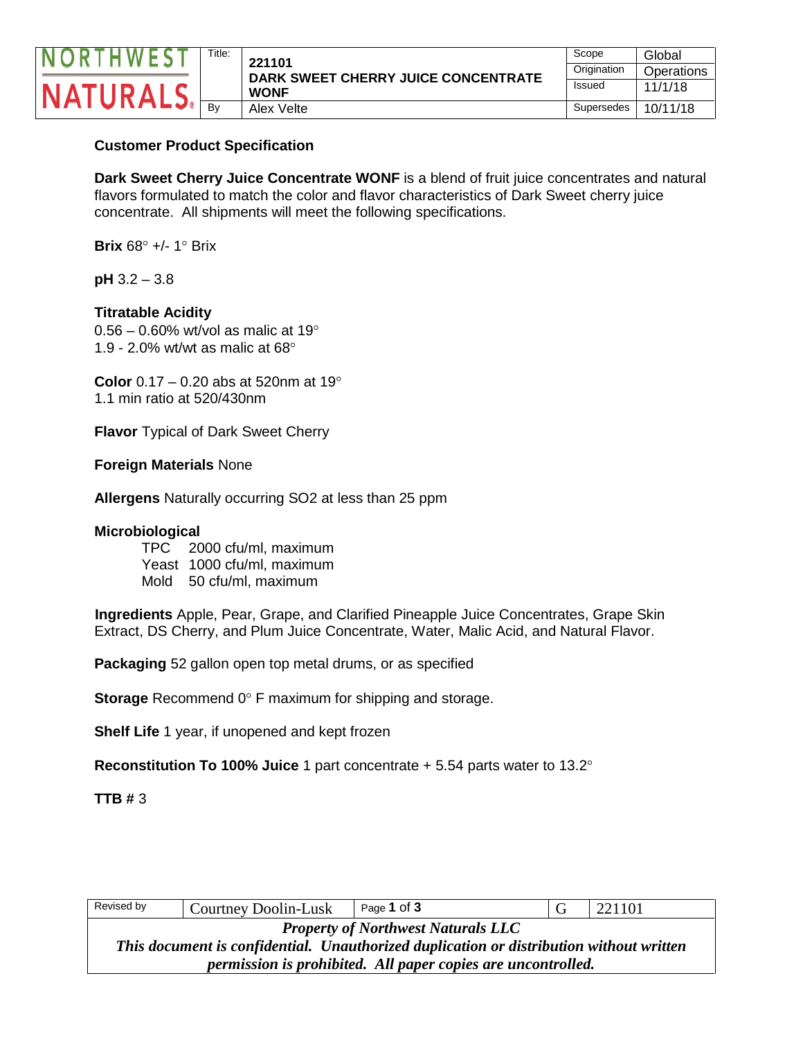| NORTHWEST NATURALS | Title: | 221101 DARK SWEET CHERRY JUICE CONCENTRATE WONF | Scope | Global |
|---|---|---|---|---|
| | | | Origination | Operations |
| | | | Issued | 11/1/18 |
| | By | Alex Velte | Supersedes | 10/11/18 |

**Customer Product Specification**

**Dark Sweet Cherry Juice Concentrate WONF** is a blend of fruit juice concentrates and natural flavors formulated to match the color and flavor characteristics of Dark Sweet cherry juice concentrate. All shipments will meet the following specifications.

**Brix** 68° +/- 1° Brix

**pH** 3.2 – 3.8

**Titratable Acidity**
0.56 – 0.60% wt/vol as malic at 19°
1.9 - 2.0% wt/wt as malic at 68°

**Color** 0.17 – 0.20 abs at 520nm at 19°
1.1 min ratio at 520/430nm

**Flavor** Typical of Dark Sweet Cherry

**Foreign Materials** None

**Allergens** Naturally occurring $SO_2$ at less than 25 ppm

**Microbiological**

- TPC 2000 cfu/ml, maximum
- Yeast 1000 cfu/ml, maximum
- Mold 50 cfu/ml, maximum

**Ingredients** Apple, Pear, Grape, and Clarified Pineapple Juice Concentrates, Grape Skin Extract, DS Cherry, and Plum Juice Concentrate, Water, Malic Acid, and Natural Flavor.

**Packaging** 52 gallon open top metal drums, or as specified

**Storage** Recommend 0° F maximum for shipping and storage.

**Shelf Life** 1 year, if unopened and kept frozen

**Reconstitution To 100% Juice** 1 part concentrate + 5.54 parts water to 13.2°

**TTB #** 3

| Revised by | Courtney Doolin-Lusk | G | 221101 |
|---|---|---|---|

*Property of Northwest Naturals LLC*
*This document is confidential. Unauthorized duplication or distribution without written permission is prohibited. All paper copies are uncontrolled.*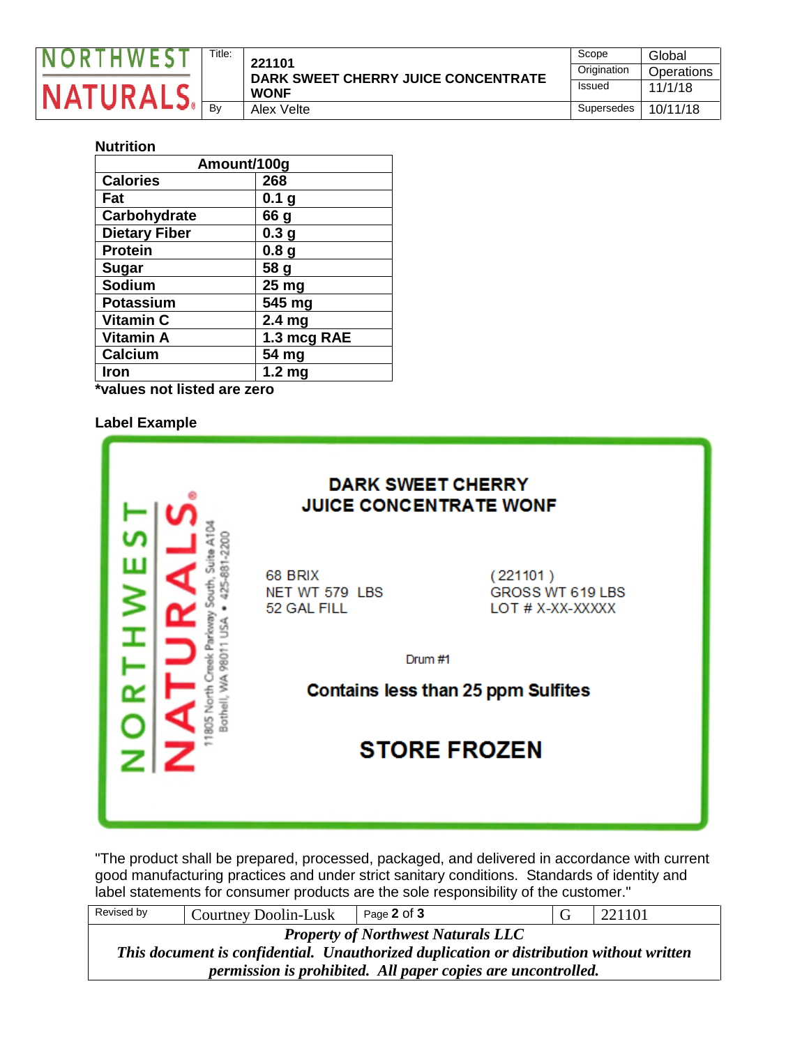## Nutrition

| Amount/100g | |
|---|---|
| **Calories** | **268** |
| **Fat** | **0.1 g** |
| **Carbohydrate** | **66 g** |
| **Dietary Fiber** | **0.3 g** |
| **Protein** | **0.8 g** |
| **Sugar** | **58 g** |
| **Sodium** | **25 mg** |
| **Potassium** | **545 mg** |
| **Vitamin C** | **2.4 mg** |
| **Vitamin A** | **1.3 mcg RAE** |
| **Calcium** | **54 mg** |
| **Iron** | **1.2 mg** |

***values not listed are zero**

## Label Example

NORTHWEST NATURALS®
11805 North Creek Parkway South, Suite A104
Bothell, WA 98011 USA • 425-881-2200

**DARK SWEET CHERRY**
**JUICE CONCENTRATE WONF**

68 BRIX
NET WT 579 LBS
52 GAL FILL

( 221101 )
GROSS WT 619 LBS
LOT # X-XX-XXXXX

Drum #1

**Contains less than 25 ppm Sulfites**

**STORE FROZEN**

"The product shall be prepared, processed, packaged, and delivered in accordance with current good manufacturing practices and under strict sanitary conditions. Standards of identity and label statements for consumer products are the sole responsibility of the customer."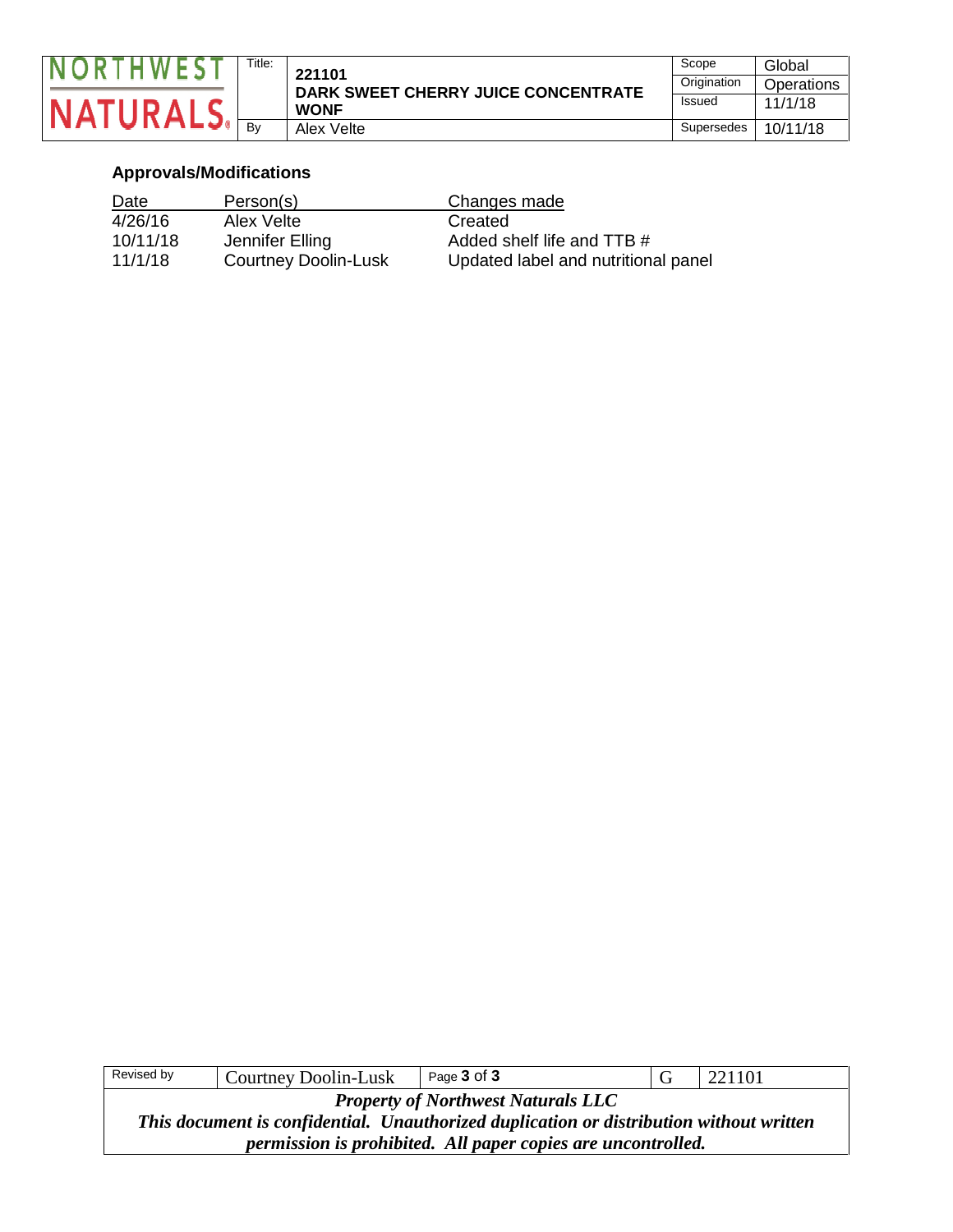## Approvals/Modifications

| Date | Person(s) | Changes made |
| --- | --- | --- |
| 4/26/16 | Alex Velte | Created |
| 10/11/18 | Jennifer Elling | Added shelf life and TTB # |
| 11/1/18 | Courtney Doolin-Lusk | Updated label and nutritional panel |